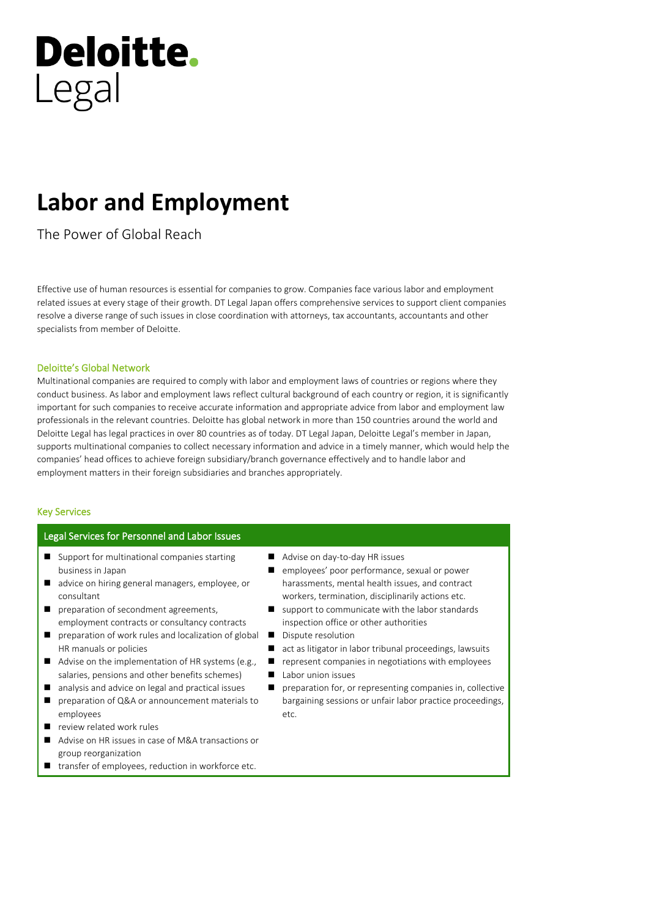# Deloitte.
Legal

# Labor and Employment

The Power of Global Reach

Effective use of human resources is essential for companies to grow. Companies face various labor and employment related issues at every stage of their growth. DT Legal Japan offers comprehensive services to support client companies resolve a diverse range of such issues in close coordination with attorneys, tax accountants, accountants and other specialists from member of Deloitte.

## Deloitte's Global Network

Multinational companies are required to comply with labor and employment laws of countries or regions where they conduct business. As labor and employment laws reflect cultural background of each country or region, it is significantly important for such companies to receive accurate information and appropriate advice from labor and employment law professionals in the relevant countries. Deloitte has global network in more than 150 countries around the world and Deloitte Legal has legal practices in over 80 countries as of today. DT Legal Japan, Deloitte Legal's member in Japan, supports multinational companies to collect necessary information and advice in a timely manner, which would help the companies' head offices to achieve foreign subsidiary/branch governance effectively and to handle labor and employment matters in their foreign subsidiaries and branches appropriately.

## Key Services

### Legal Services for Personnel and Labor Issues

- Support for multinational companies starting business in Japan
- advice on hiring general managers, employee, or consultant
- preparation of secondment agreements, employment contracts or consultancy contracts
- preparation of work rules and localization of global HR manuals or policies
- Advise on the implementation of HR systems (e.g., salaries, pensions and other benefits schemes)
- analysis and advice on legal and practical issues
- preparation of Q&A or announcement materials to employees
- review related work rules
- Advise on HR issues in case of M&A transactions or group reorganization
- transfer of employees, reduction in workforce etc.
- Advise on day-to-day HR issues
- employees' poor performance, sexual or power harassments, mental health issues, and contract workers, termination, disciplinarily actions etc.
- support to communicate with the labor standards inspection office or other authorities
- Dispute resolution
- act as litigator in labor tribunal proceedings, lawsuits
- represent companies in negotiations with employees
- Labor union issues
- preparation for, or representing companies in, collective bargaining sessions or unfair labor practice proceedings, etc.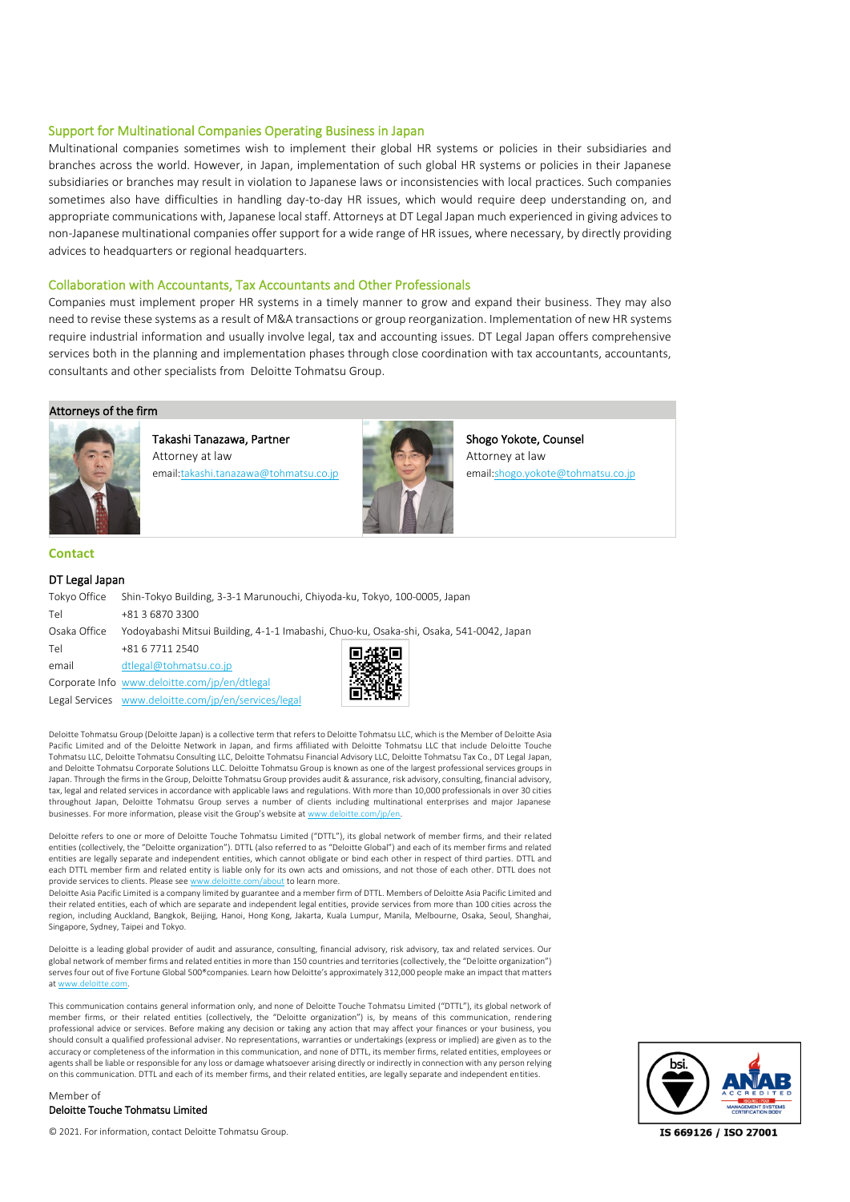## Support for Multinational Companies Operating Business in Japan

Multinational companies sometimes wish to implement their global HR systems or policies in their subsidiaries and branches across the world. However, in Japan, implementation of such global HR systems or policies in their Japanese subsidiaries or branches may result in violation to Japanese laws or inconsistencies with local practices. Such companies sometimes also have difficulties in handling day-to-day HR issues, which would require deep understanding on, and appropriate communications with, Japanese local staff. Attorneys at DT Legal Japan much experienced in giving advices to non-Japanese multinational companies offer support for a wide range of HR issues, where necessary, by directly providing advices to headquarters or regional headquarters.

## Collaboration with Accountants, Tax Accountants and Other Professionals

Companies must implement proper HR systems in a timely manner to grow and expand their business. They may also need to revise these systems as a result of M&A transactions or group reorganization. Implementation of new HR systems require industrial information and usually involve legal, tax and accounting issues. DT Legal Japan offers comprehensive services both in the planning and implementation phases through close coordination with tax accountants, accountants, consultants and other specialists from Deloitte Tohmatsu Group.

## Attorneys of the firm

**Takashi Tanazawa, Partner**
Attorney at law
email:takashi.tanazawa@tohmatsu.co.jp

**Shogo Yokote, Counsel**
Attorney at law
email:shogo.yokote@tohmatsu.co.jp

## Contact

### DT Legal Japan

| | |
|---|---|
| Tokyo Office | Shin-Tokyo Building, 3-3-1 Marunouchi, Chiyoda-ku, Tokyo, 100-0005, Japan |
| Tel | +81 3 6870 3300 |
| Osaka Office | Yodoyabashi Mitsui Building, 4-1-1 Imabashi, Chuo-ku, Osaka-shi, Osaka, 541-0042, Japan |
| Tel | +81 6 7711 2540 |
| email | dtlegal@tohmatsu.co.jp |
| Corporate Info | www.deloitte.com/jp/en/dtlegal |
| Legal Services | www.deloitte.com/jp/en/services/legal |

Deloitte Tohmatsu Group (Deloitte Japan) is a collective term that refers to Deloitte Tohmatsu LLC, which is the Member of Deloitte Asia Pacific Limited and of the Deloitte Network in Japan, and firms affiliated with Deloitte Tohmatsu LLC that include Deloitte Touche Tohmatsu LLC, Deloitte Tohmatsu Consulting LLC, Deloitte Tohmatsu Financial Advisory LLC, Deloitte Tohmatsu Tax Co., DT Legal Japan, and Deloitte Tohmatsu Corporate Solutions LLC. Deloitte Tohmatsu Group is known as one of the largest professional services groups in Japan. Through the firms in the Group, Deloitte Tohmatsu Group provides audit & assurance, risk advisory, consulting, financial advisory, tax, legal and related services in accordance with applicable laws and regulations. With more than 10,000 professionals in over 30 cities throughout Japan, Deloitte Tohmatsu Group serves a number of clients including multinational enterprises and major Japanese businesses. For more information, please visit the Group's website at www.deloitte.com/jp/en.

Deloitte refers to one or more of Deloitte Touche Tohmatsu Limited ("DTTL"), its global network of member firms, and their related entities (collectively, the "Deloitte organization"). DTTL (also referred to as "Deloitte Global") and each of its member firms and related entities are legally separate and independent entities, which cannot obligate or bind each other in respect of third parties. DTTL and each DTTL member firm and related entity is liable only for its own acts and omissions, and not those of each other. DTTL does not provide services to clients. Please see www.deloitte.com/about to learn more.
Deloitte Asia Pacific Limited is a company limited by guarantee and a member firm of DTTL. Members of Deloitte Asia Pacific Limited and their related entities, each of which are separate and independent legal entities, provide services from more than 100 cities across the region, including Auckland, Bangkok, Beijing, Hanoi, Hong Kong, Jakarta, Kuala Lumpur, Manila, Melbourne, Osaka, Seoul, Shanghai, Singapore, Sydney, Taipei and Tokyo.

Deloitte is a leading global provider of audit and assurance, consulting, financial advisory, risk advisory, tax and related services. Our global network of member firms and related entities in more than 150 countries and territories (collectively, the "Deloitte organization") serves four out of five Fortune Global 500®companies. Learn how Deloitte's approximately 312,000 people make an impact that matters at www.deloitte.com.

This communication contains general information only, and none of Deloitte Touche Tohmatsu Limited ("DTTL"), its global network of member firms, or their related entities (collectively, the "Deloitte organization") is, by means of this communication, rendering professional advice or services. Before making any decision or taking any action that may affect your finances or your business, you should consult a qualified professional adviser. No representations, warranties or undertakings (express or implied) are given as to the accuracy or completeness of the information in this communication, and none of DTTL, its member firms, related entities, employees or agents shall be liable or responsible for any loss or damage whatsoever arising directly or indirectly in connection with any person relying on this communication. DTTL and each of its member firms, and their related entities, are legally separate and independent entities.

Member of
**Deloitte Touche Tohmatsu Limited**

© 2021. For information, contact Deloitte Tohmatsu Group.

IS 669126 / ISO 27001